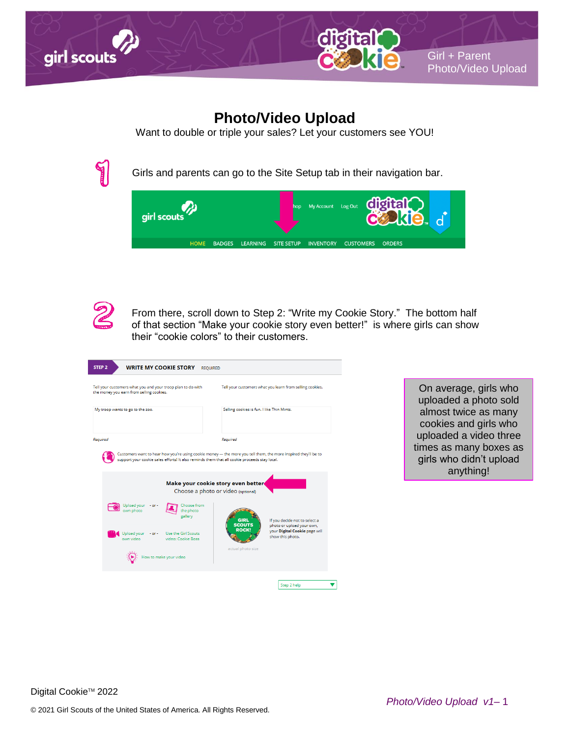# Photo/Video Upload

Want to double or triple your sales? Let your customers see YOU!

1. Girls and parents can go to the Site Setup tab in their navigation bar.

2. From there, scroll down to Step 2: "Write my Cookie Story." The bottom half of that section "Make your cookie story even better!" is where girls can show their "cookie colors" to their customers.

On average, girls who uploaded a photo sold almost twice as many cookies and girls who uploaded a video three times as many boxes as girls who didn't upload anything!

Digital Cookie™ 2022

© 2021 Girl Scouts of the United States of America. All Rights Reserved.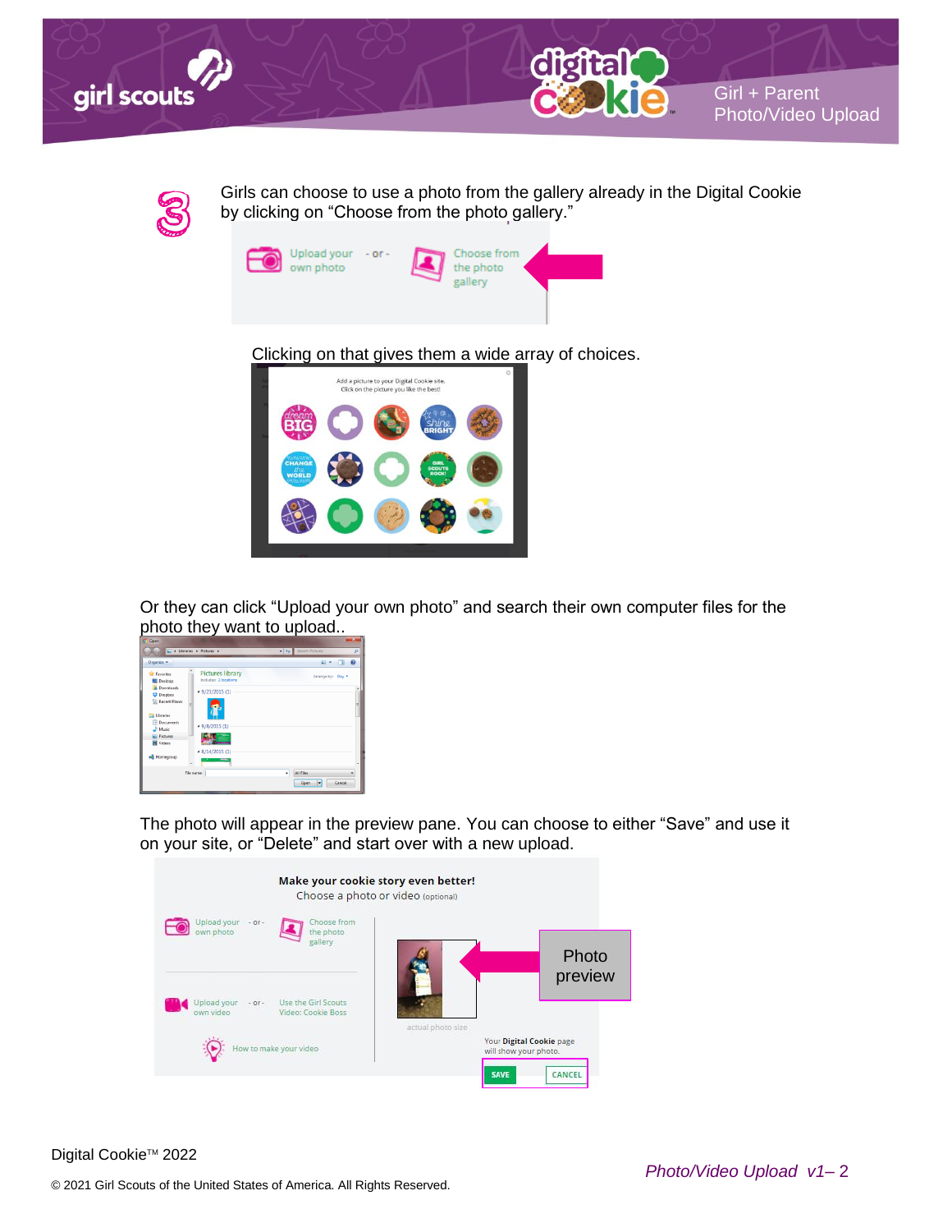3

Girls can choose to use a photo from the gallery already in the Digital Cookie by clicking on "Choose from the photo gallery."

Clicking on that gives them a wide array of choices.

Or they can click "Upload your own photo" and search their own computer files for the photo they want to upload..

The photo will appear in the preview pane. You can choose to either "Save" and use it on your site, or "Delete" and start over with a new upload.

Digital Cookie™ 2022

© 2021 Girl Scouts of the United States of America. All Rights Reserved.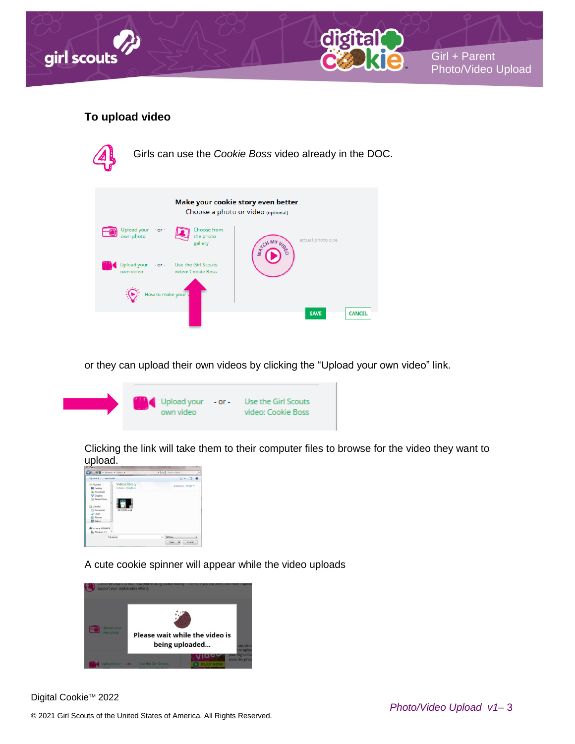## To upload video

4. Girls can use the *Cookie Boss* video already in the DOC.

or they can upload their own videos by clicking the “Upload your own video” link.

Clicking the link will take them to their computer files to browse for the video they want to upload.

A cute cookie spinner will appear while the video uploads

Digital Cookie™ 2022

© 2021 Girl Scouts of the United States of America. All Rights Reserved.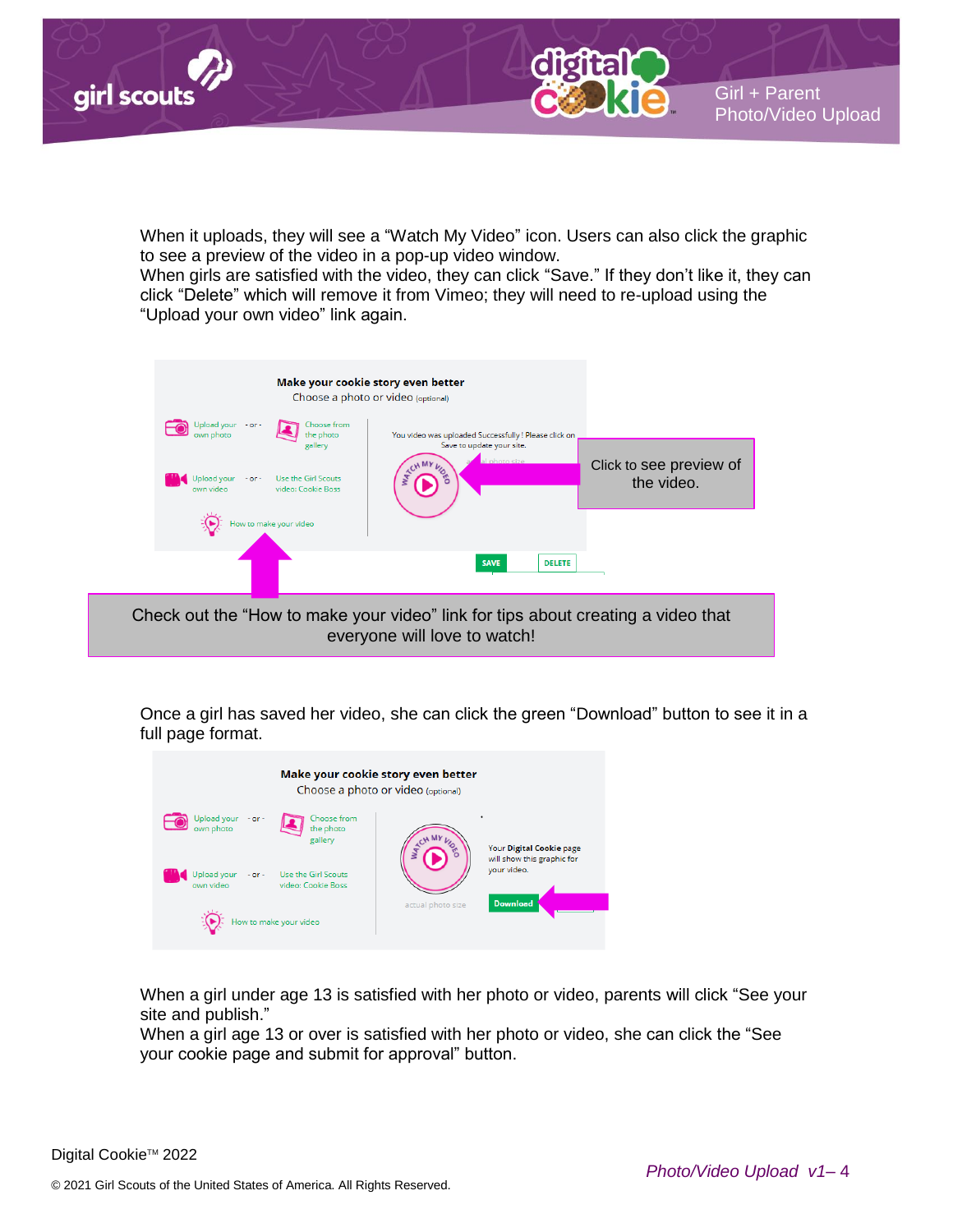When it uploads, they will see a "Watch My Video" icon. Users can also click the graphic to see a preview of the video in a pop-up video window.
When girls are satisfied with the video, they can click "Save." If they don't like it, they can click "Delete" which will remove it from Vimeo; they will need to re-upload using the "Upload your own video" link again.

Click to see preview of the video.

Check out the "How to make your video" link for tips about creating a video that everyone will love to watch!

Once a girl has saved her video, she can click the green "Download" button to see it in a full page format.

When a girl under age 13 is satisfied with her photo or video, parents will click "See your site and publish."
When a girl age 13 or over is satisfied with her photo or video, she can click the "See your cookie page and submit for approval" button.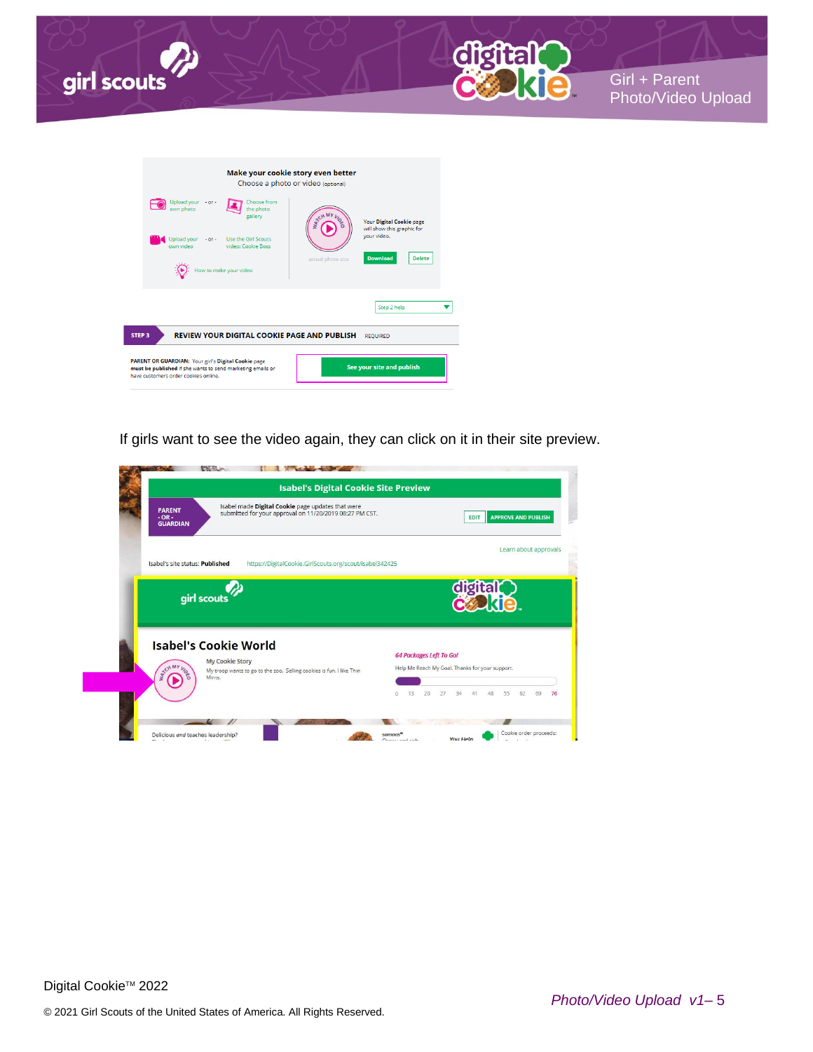Make your cookie story even better

Choose a photo or video (optional)

Upload your own photo - or - Choose from the photo gallery

Upload your own video - or - Use the Girl Scouts video: Cookie Boss

How to make your video

Your **Digital Cookie** page will show this graphic for your video.

actual photo size

Download Delete

Step 2 help

**STEP 3** **REVIEW YOUR DIGITAL COOKIE PAGE AND PUBLISH** REQUIRED

**PARENT OR GUARDIAN:** Your girl's **Digital Cookie** page **must be published** if she wants to send marketing emails or have customers order cookies online.

See your site and publish

If girls want to see the video again, they can click on it in their site preview.

**Isabel's Digital Cookie Site Preview**

**PARENT - OR - GUARDIAN**

Isabel made **Digital Cookie** page updates that were submitted for your approval on 11/20/2019 08:27 PM CST.

EDIT APPROVE AND PUBLISH

Learn about approvals

Isabel's site status: **Published** https://DigitalCookie.GirlScouts.org/scout/isabel342425

## Isabel's Cookie World

My Cookie Story

My troop wants to go to the zoo. Selling cookies is fun. I like Thin Mints.

*64 Packages Left To Go!*

Help Me Reach My Goal. Thanks for your support.

0 13 20 27 34 41 48 55 62 69 76

Delicious *and* teaches leadership?

Cookie order proceeds: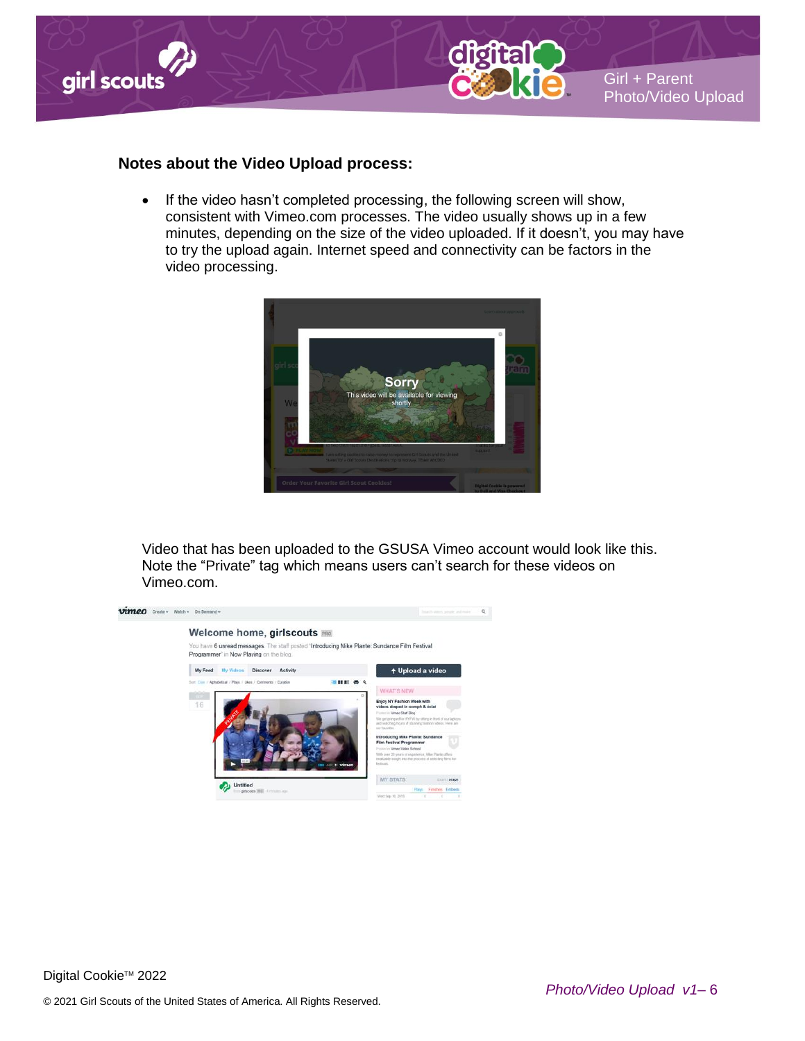**Notes about the Video Upload process:**

- If the video hasn't completed processing, the following screen will show, consistent with Vimeo.com processes. The video usually shows up in a few minutes, depending on the size of the video uploaded. If it doesn't, you may have to try the upload again. Internet speed and connectivity can be factors in the video processing.

Video that has been uploaded to the GSUSA Vimeo account would look like this. Note the "Private" tag which means users can't search for these videos on Vimeo.com.